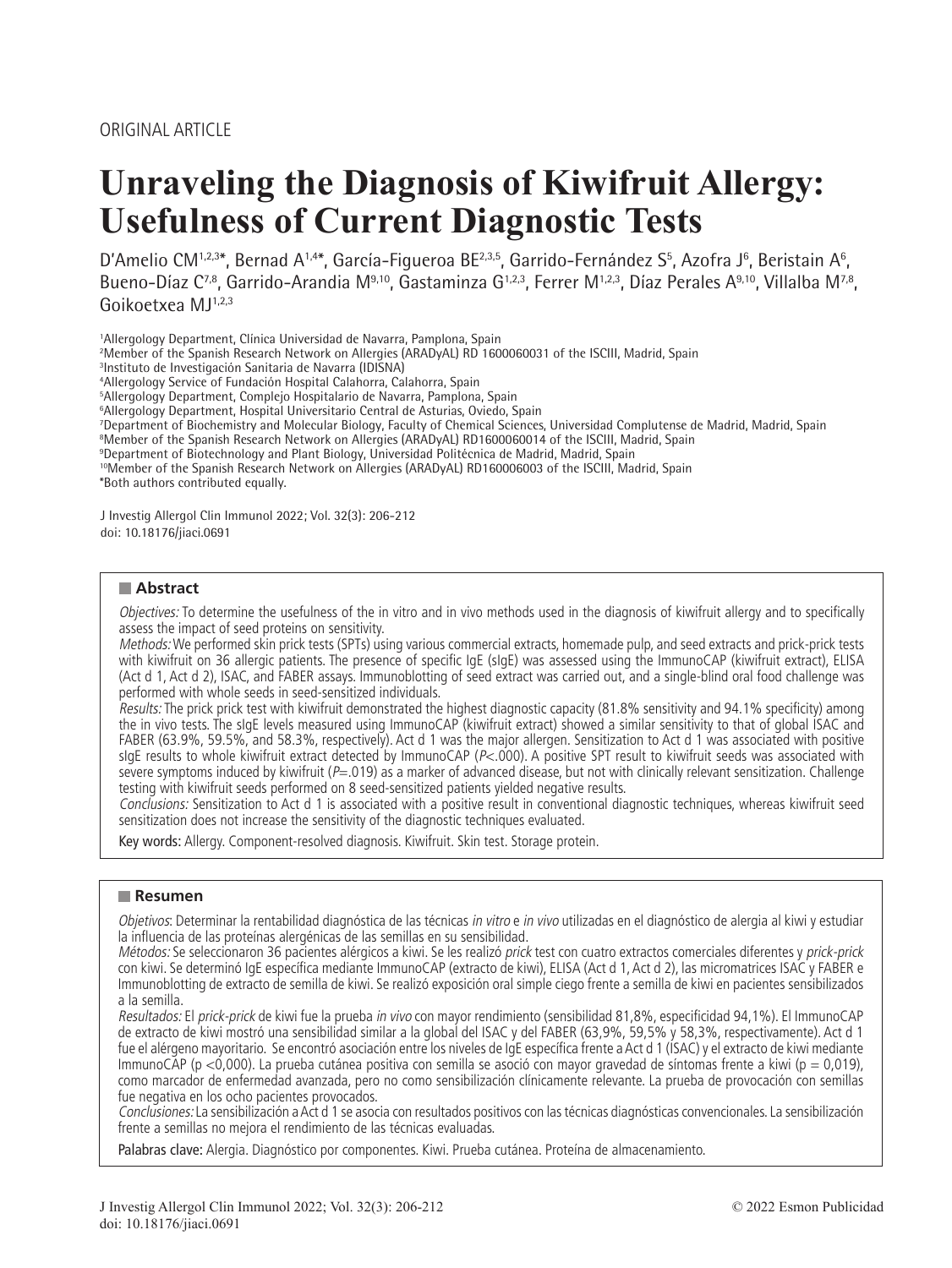ORIGINAL ARTICLE

# Unraveling the Diagnosis of Kiwifruit Allergy: Usefulness of Current Diagnostic Tests

D'Amelio CM[1,2,3*], Bernad A[1,4*], García-Figueroa BE[2,3,5], Garrido-Fernández S[5], Azofra J[6], Beristain A[6], Bueno-Díaz C[7,8], Garrido-Arandia M[9,10], Gastaminza G[1,2,3], Ferrer M[1,2,3], Díaz Perales A[9,10], Villalba M[7,8], Goikoetxea MJ[1,2,3]

[1]Allergology Department, Clínica Universidad de Navarra, Pamplona, Spain
[2]Member of the Spanish Research Network on Allergies (ARADyAL) RD 1600060031 of the ISCIII, Madrid, Spain
[3]Instituto de Investigación Sanitaria de Navarra (IDISNA)
[4]Allergology Service of Fundación Hospital Calahorra, Calahorra, Spain
[5]Allergology Department, Complejo Hospitalario de Navarra, Pamplona, Spain
[6]Allergology Department, Hospital Universitario Central de Asturias, Oviedo, Spain
[7]Department of Biochemistry and Molecular Biology, Faculty of Chemical Sciences, Universidad Complutense de Madrid, Madrid, Spain
[8]Member of the Spanish Research Network on Allergies (ARADyAL) RD1600060014 of the ISCIII, Madrid, Spain
[9]Department of Biotechnology and Plant Biology, Universidad Politécnica de Madrid, Madrid, Spain
[10]Member of the Spanish Research Network on Allergies (ARADyAL) RD160006003 of the ISCIII, Madrid, Spain
*Both authors contributed equally.

J Investig Allergol Clin Immunol 2022; Vol. 32(3): 206-212
doi: 10.18176/jiaci.0691

## Abstract

*Objectives:* To determine the usefulness of the in vitro and in vivo methods used in the diagnosis of kiwifruit allergy and to specifically assess the impact of seed proteins on sensitivity.

*Methods:* We performed skin prick tests (SPTs) using various commercial extracts, homemade pulp, and seed extracts and prick-prick tests with kiwifruit on 36 allergic patients. The presence of specific IgE (sIgE) was assessed using the ImmunoCAP (kiwifruit extract), ELISA (Act d 1, Act d 2), ISAC, and FABER assays. Immunoblotting of seed extract was carried out, and a single-blind oral food challenge was performed with whole seeds in seed-sensitized individuals.

*Results:* The prick prick test with kiwifruit demonstrated the highest diagnostic capacity (81.8% sensitivity and 94.1% specificity) among the in vivo tests. The sIgE levels measured using ImmunoCAP (kiwifruit extract) showed a similar sensitivity to that of global ISAC and FABER (63.9%, 59.5%, and 58.3%, respectively). Act d 1 was the major allergen. Sensitization to Act d 1 was associated with positive sIgE results to whole kiwifruit extract detected by ImmunoCAP (*P*<.000). A positive SPT result to kiwifruit seeds was associated with severe symptoms induced by kiwifruit (*P*=.019) as a marker of advanced disease, but not with clinically relevant sensitization. Challenge testing with kiwifruit seeds performed on 8 seed-sensitized patients yielded negative results.

*Conclusions:* Sensitization to Act d 1 is associated with a positive result in conventional diagnostic techniques, whereas kiwifruit seed sensitization does not increase the sensitivity of the diagnostic techniques evaluated.

**Key words:** Allergy. Component-resolved diagnosis. Kiwifruit. Skin test. Storage protein.

## Resumen

*Objetivos*: Determinar la rentabilidad diagnóstica de las técnicas *in vitro* e *in vivo* utilizadas en el diagnóstico de alergia al kiwi y estudiar la influencia de las proteínas alergénicas de las semillas en su sensibilidad.

*Métodos:* Se seleccionaron 36 pacientes alérgicos a kiwi. Se les realizó *prick* test con cuatro extractos comerciales diferentes y *prick-prick* con kiwi. Se determinó IgE específica mediante ImmunoCAP (extracto de kiwi), ELISA (Act d 1, Act d 2), las micromatrices ISAC y FABER e Immunoblotting de extracto de semilla de kiwi. Se realizó exposición oral simple ciego frente a semilla de kiwi en pacientes sensibilizados a la semilla.

*Resultados:* El *prick-prick* de kiwi fue la prueba *in vivo* con mayor rendimiento (sensibilidad 81,8%, especificidad 94,1%). El ImmunoCAP de extracto de kiwi mostró una sensibilidad similar a la global del ISAC y del FABER (63,9%, 59,5% y 58,3%, respectivamente). Act d 1 fue el alérgeno mayoritario. Se encontró asociación entre los niveles de IgE específica frente a Act d 1 (ISAC) y el extracto de kiwi mediante ImmunoCAP (p <0,000). La prueba cutánea positiva con semilla se asoció con mayor gravedad de síntomas frente a kiwi (p = 0,019), como marcador de enfermedad avanzada, pero no como sensibilización clínicamente relevante. La prueba de provocación con semillas fue negativa en los ocho pacientes provocados.

*Conclusiones:* La sensibilización a Act d 1 se asocia con resultados positivos con las técnicas diagnósticas convencionales. La sensibilización frente a semillas no mejora el rendimiento de las técnicas evaluadas.

**Palabras clave:** Alergia. Diagnóstico por componentes. Kiwi. Prueba cutánea. Proteína de almacenamiento.

© 2022 Esmon Publicidad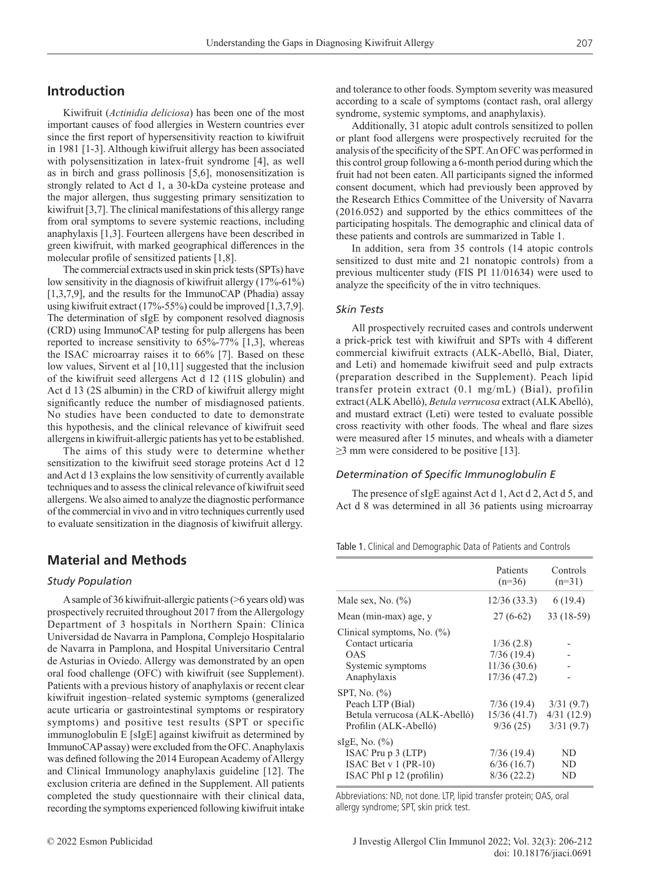## Introduction

Kiwifruit (*Actinidia deliciosa*) has been one of the most important causes of food allergies in Western countries ever since the first report of hypersensitivity reaction to kiwifruit in 1981 [1-3]. Although kiwifruit allergy has been associated with polysensitization in latex-fruit syndrome [4], as well as in birch and grass pollinosis [5,6], monosensitization is strongly related to Act d 1, a 30-kDa cysteine protease and the major allergen, thus suggesting primary sensitization to kiwifruit [3,7]. The clinical manifestations of this allergy range from oral symptoms to severe systemic reactions, including anaphylaxis [1,3]. Fourteen allergens have been described in green kiwifruit, with marked geographical differences in the molecular profile of sensitized patients [1,8].

The commercial extracts used in skin prick tests (SPTs) have low sensitivity in the diagnosis of kiwifruit allergy (17%-61%) [1,3,7,9], and the results for the ImmunoCAP (Phadia) assay using kiwifruit extract (17%-55%) could be improved [1,3,7,9]. The determination of sIgE by component resolved diagnosis (CRD) using ImmunoCAP testing for pulp allergens has been reported to increase sensitivity to 65%-77% [1,3], whereas the ISAC microarray raises it to 66% [7]. Based on these low values, Sirvent et al [10,11] suggested that the inclusion of the kiwifruit seed allergens Act d 12 (11S globulin) and Act d 13 (2S albumin) in the CRD of kiwifruit allergy might significantly reduce the number of misdiagnosed patients. No studies have been conducted to date to demonstrate this hypothesis, and the clinical relevance of kiwifruit seed allergens in kiwifruit-allergic patients has yet to be established.

The aims of this study were to determine whether sensitization to the kiwifruit seed storage proteins Act d 12 and Act d 13 explains the low sensitivity of currently available techniques and to assess the clinical relevance of kiwifruit seed allergens. We also aimed to analyze the diagnostic performance of the commercial in vivo and in vitro techniques currently used to evaluate sensitization in the diagnosis of kiwifruit allergy.

## Material and Methods

### Study Population

A sample of 36 kiwifruit-allergic patients (>6 years old) was prospectively recruited throughout 2017 from the Allergology Department of 3 hospitals in Northern Spain: Clínica Universidad de Navarra in Pamplona, Complejo Hospitalario de Navarra in Pamplona, and Hospital Universitario Central de Asturias in Oviedo. Allergy was demonstrated by an open oral food challenge (OFC) with kiwifruit (see Supplement). Patients with a previous history of anaphylaxis or recent clear kiwifruit ingestion–related systemic symptoms (generalized acute urticaria or gastrointestinal symptoms or respiratory symptoms) and positive test results (SPT or specific immunoglobulin E [sIgE] against kiwifruit as determined by ImmunoCAP assay) were excluded from the OFC. Anaphylaxis was defined following the 2014 European Academy of Allergy and Clinical Immunology anaphylaxis guideline [12]. The exclusion criteria are defined in the Supplement. All patients completed the study questionnaire with their clinical data, recording the symptoms experienced following kiwifruit intake and tolerance to other foods. Symptom severity was measured according to a scale of symptoms (contact rash, oral allergy syndrome, systemic symptoms, and anaphylaxis).

Additionally, 31 atopic adult controls sensitized to pollen or plant food allergens were prospectively recruited for the analysis of the specificity of the SPT. An OFC was performed in this control group following a 6-month period during which the fruit had not been eaten. All participants signed the informed consent document, which had previously been approved by the Research Ethics Committee of the University of Navarra (2016.052) and supported by the ethics committees of the participating hospitals. The demographic and clinical data of these patients and controls are summarized in Table 1.

In addition, sera from 35 controls (14 atopic controls sensitized to dust mite and 21 nonatopic controls) from a previous multicenter study (FIS PI 11/01634) were used to analyze the specificity of the in vitro techniques.

### Skin Tests

All prospectively recruited cases and controls underwent a prick-prick test with kiwifruit and SPTs with 4 different commercial kiwifruit extracts (ALK-Abelló, Bial, Diater, and Leti) and homemade kiwifruit seed and pulp extracts (preparation described in the Supplement). Peach lipid transfer protein extract (0.1 mg/mL) (Bial), profilin extract (ALK Abelló), *Betula verrucosa* extract (ALK Abelló), and mustard extract (Leti) were tested to evaluate possible cross reactivity with other foods. The wheal and flare sizes were measured after 15 minutes, and wheals with a diameter ≥3 mm were considered to be positive [13].

### Determination of Specific Immunoglobulin E

The presence of sIgE against Act d 1, Act d 2, Act d 5, and Act d 8 was determined in all 36 patients using microarray

Table 1. Clinical and Demographic Data of Patients and Controls

| | Patients (n=36) | Controls (n=31) |
|---|---|---|
| Male sex, No. (%) | 12/36 (33.3) | 6 (19.4) |
| Mean (min-max) age, y | 27 (6-62) | 33 (18-59) |
| Clinical symptoms, No. (%) | | |
| Contact urticaria | 1/36 (2.8) | - |
| OAS | 7/36 (19.4) | - |
| Systemic symptoms | 11/36 (30.6) | - |
| Anaphylaxis | 17/36 (47.2) | - |
| SPT, No. (%) | | |
| Peach LTP (Bial) | 7/36 (19.4) | 3/31 (9.7) |
| Betula verrucosa (ALK-Abelló) | 15/36 (41.7) | 4/31 (12.9) |
| Profilin (ALK-Abelló) | 9/36 (25) | 3/31 (9.7) |
| sIgE, No. (%) | | |
| ISAC Pru p 3 (LTP) | 7/36 (19.4) | ND |
| ISAC Bet v 1 (PR-10) | 6/36 (16.7) | ND |
| ISAC Phl p 12 (profilin) | 8/36 (22.2) | ND |

Abbreviations: ND, not done. LTP, lipid transfer protein; OAS, oral allergy syndrome; SPT, skin prick test.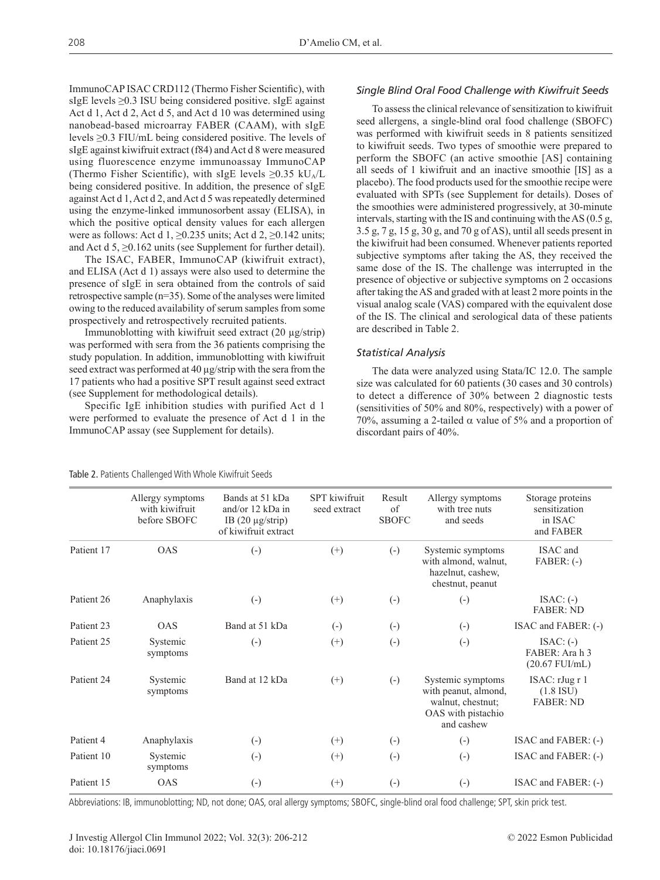ImmunoCAP ISAC CRD112 (Thermo Fisher Scientific), with sIgE levels ≥0.3 ISU being considered positive. sIgE against Act d 1, Act d 2, Act d 5, and Act d 10 was determined using nanobead-based microarray FABER (CAAM), with sIgE levels ≥0.3 FIU/mL being considered positive. The levels of sIgE against kiwifruit extract (f84) and Act d 8 were measured using fluorescence enzyme immunoassay ImmunoCAP (Thermo Fisher Scientific), with sIgE levels ≥0.35 $kU_A/L$ being considered positive. In addition, the presence of sIgE against Act d 1, Act d 2, and Act d 5 was repeatedly determined using the enzyme-linked immunosorbent assay (ELISA), in which the positive optical density values for each allergen were as follows: Act d 1, ≥0.235 units; Act d 2, ≥0.142 units; and Act d 5, ≥0.162 units (see Supplement for further detail).

The ISAC, FABER, ImmunoCAP (kiwifruit extract), and ELISA (Act d 1) assays were also used to determine the presence of sIgE in sera obtained from the controls of said retrospective sample (n=35). Some of the analyses were limited owing to the reduced availability of serum samples from some prospectively and retrospectively recruited patients.

Immunoblotting with kiwifruit seed extract (20 µg/strip) was performed with sera from the 36 patients comprising the study population. In addition, immunoblotting with kiwifruit seed extract was performed at 40 µg/strip with the sera from the 17 patients who had a positive SPT result against seed extract (see Supplement for methodological details).

Specific IgE inhibition studies with purified Act d 1 were performed to evaluate the presence of Act d 1 in the ImmunoCAP assay (see Supplement for details).

### *Single Blind Oral Food Challenge with Kiwifruit Seeds*

To assess the clinical relevance of sensitization to kiwifruit seed allergens, a single-blind oral food challenge (SBOFC) was performed with kiwifruit seeds in 8 patients sensitized to kiwifruit seeds. Two types of smoothie were prepared to perform the SBOFC (an active smoothie [AS] containing all seeds of 1 kiwifruit and an inactive smoothie [IS] as a placebo). The food products used for the smoothie recipe were evaluated with SPTs (see Supplement for details). Doses of the smoothies were administered progressively, at 30-minute intervals, starting with the IS and continuing with the AS (0.5 g, 3.5 g, 7 g, 15 g, 30 g, and 70 g of AS), until all seeds present in the kiwifruit had been consumed. Whenever patients reported subjective symptoms after taking the AS, they received the same dose of the IS. The challenge was interrupted in the presence of objective or subjective symptoms on 2 occasions after taking the AS and graded with at least 2 more points in the visual analog scale (VAS) compared with the equivalent dose of the IS. The clinical and serological data of these patients are described in Table 2.

### *Statistical Analysis*

The data were analyzed using Stata/IC 12.0. The sample size was calculated for 60 patients (30 cases and 30 controls) to detect a difference of 30% between 2 diagnostic tests (sensitivities of 50% and 80%, respectively) with a power of 70%, assuming a 2-tailed $\alpha$ value of 5% and a proportion of discordant pairs of 40%.

Table 2. Patients Challenged With Whole Kiwifruit Seeds

| | Allergy symptoms with kiwifruit before SBOFC | Bands at 51 kDa and/or 12 kDa in IB (20 µg/strip) of kiwifruit extract | SPT kiwifruit seed extract | Result of SBOFC | Allergy symptoms with tree nuts and seeds | Storage proteins sensitization in ISAC and FABER |
|---|---|---|---|---|---|---|
| Patient 17 | OAS | (-) | (+) | (-) | Systemic symptoms with almond, walnut, hazelnut, cashew, chestnut, peanut | ISAC and FABER: (-) |
| Patient 26 | Anaphylaxis | (-) | (+) | (-) | (-) | ISAC: (-) FABER: ND |
| Patient 23 | OAS | Band at 51 kDa | (-) | (-) | (-) | ISAC and FABER: (-) |
| Patient 25 | Systemic symptoms | (-) | (+) | (-) | (-) | ISAC: (-) FABER: Ara h 3 (20.67 FUI/mL) |
| Patient 24 | Systemic symptoms | Band at 12 kDa | (+) | (-) | Systemic symptoms with peanut, almond, walnut, chestnut; OAS with pistachio and cashew | ISAC: rJug r 1 (1.8 ISU) FABER: ND |
| Patient 4 | Anaphylaxis | (-) | (+) | (-) | (-) | ISAC and FABER: (-) |
| Patient 10 | Systemic symptoms | (-) | (+) | (-) | (-) | ISAC and FABER: (-) |
| Patient 15 | OAS | (-) | (+) | (-) | (-) | ISAC and FABER: (-) |

Abbreviations: IB, immunoblotting; ND, not done; OAS, oral allergy symptoms; SBOFC, single-blind oral food challenge; SPT, skin prick test.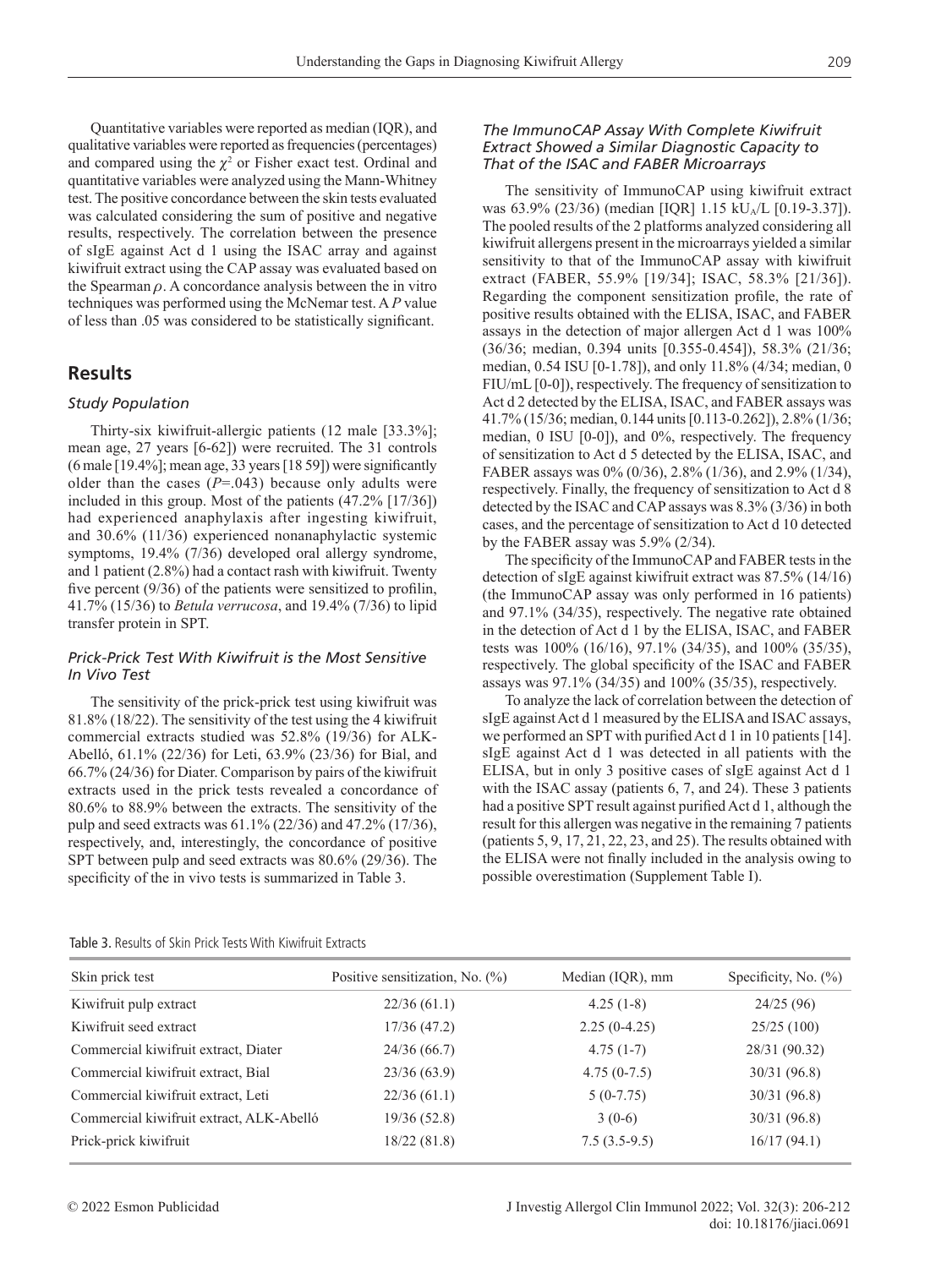Quantitative variables were reported as median (IQR), and qualitative variables were reported as frequencies (percentages) and compared using the $\chi^2$ or Fisher exact test. Ordinal and quantitative variables were analyzed using the Mann-Whitney test. The positive concordance between the skin tests evaluated was calculated considering the sum of positive and negative results, respectively. The correlation between the presence of sIgE against Act d 1 using the ISAC array and against kiwifruit extract using the CAP assay was evaluated based on the Spearman $\rho$. A concordance analysis between the in vitro techniques was performed using the McNemar test. A *P* value of less than .05 was considered to be statistically significant.

## Results

### *Study Population*

Thirty-six kiwifruit-allergic patients (12 male [33.3%]; mean age, 27 years [6-62]) were recruited. The 31 controls (6 male [19.4%]; mean age, 33 years [18 59]) were significantly older than the cases (*P*=.043) because only adults were included in this group. Most of the patients (47.2% [17/36]) had experienced anaphylaxis after ingesting kiwifruit, and 30.6% (11/36) experienced nonanaphylactic systemic symptoms, 19.4% (7/36) developed oral allergy syndrome, and 1 patient (2.8%) had a contact rash with kiwifruit. Twenty five percent (9/36) of the patients were sensitized to profilin, 41.7% (15/36) to *Betula verrucosa*, and 19.4% (7/36) to lipid transfer protein in SPT.

### *Prick-Prick Test With Kiwifruit is the Most Sensitive In Vivo Test*

The sensitivity of the prick-prick test using kiwifruit was 81.8% (18/22). The sensitivity of the test using the 4 kiwifruit commercial extracts studied was 52.8% (19/36) for ALK-Abelló, 61.1% (22/36) for Leti, 63.9% (23/36) for Bial, and 66.7% (24/36) for Diater. Comparison by pairs of the kiwifruit extracts used in the prick tests revealed a concordance of 80.6% to 88.9% between the extracts. The sensitivity of the pulp and seed extracts was 61.1% (22/36) and 47.2% (17/36), respectively, and, interestingly, the concordance of positive SPT between pulp and seed extracts was 80.6% (29/36). The specificity of the in vivo tests is summarized in Table 3.

### *The ImmunoCAP Assay With Complete Kiwifruit Extract Showed a Similar Diagnostic Capacity to That of the ISAC and FABER Microarrays*

The sensitivity of ImmunoCAP using kiwifruit extract was 63.9% (23/36) (median [IQR] 1.15 $kU_A/L$ [0.19-3.37]). The pooled results of the 2 platforms analyzed considering all kiwifruit allergens present in the microarrays yielded a similar sensitivity to that of the ImmunoCAP assay with kiwifruit extract (FABER, 55.9% [19/34]; ISAC, 58.3% [21/36]). Regarding the component sensitization profile, the rate of positive results obtained with the ELISA, ISAC, and FABER assays in the detection of major allergen Act d 1 was 100% (36/36; median, 0.394 units [0.355-0.454]), 58.3% (21/36; median, 0.54 ISU [0-1.78]), and only 11.8% (4/34; median, 0 FIU/mL [0-0]), respectively. The frequency of sensitization to Act d 2 detected by the ELISA, ISAC, and FABER assays was 41.7% (15/36; median, 0.144 units [0.113-0.262]), 2.8% (1/36; median, 0 ISU [0-0]), and 0%, respectively. The frequency of sensitization to Act d 5 detected by the ELISA, ISAC, and FABER assays was 0% (0/36), 2.8% (1/36), and 2.9% (1/34), respectively. Finally, the frequency of sensitization to Act d 8 detected by the ISAC and CAP assays was 8.3% (3/36) in both cases, and the percentage of sensitization to Act d 10 detected by the FABER assay was 5.9% (2/34).

The specificity of the ImmunoCAP and FABER tests in the detection of sIgE against kiwifruit extract was 87.5% (14/16) (the ImmunoCAP assay was only performed in 16 patients) and 97.1% (34/35), respectively. The negative rate obtained in the detection of Act d 1 by the ELISA, ISAC, and FABER tests was 100% (16/16), 97.1% (34/35), and 100% (35/35), respectively. The global specificity of the ISAC and FABER assays was 97.1% (34/35) and 100% (35/35), respectively.

To analyze the lack of correlation between the detection of sIgE against Act d 1 measured by the ELISA and ISAC assays, we performed an SPT with purified Act d 1 in 10 patients [14]. sIgE against Act d 1 was detected in all patients with the ELISA, but in only 3 positive cases of sIgE against Act d 1 with the ISAC assay (patients 6, 7, and 24). These 3 patients had a positive SPT result against purified Act d 1, although the result for this allergen was negative in the remaining 7 patients (patients 5, 9, 17, 21, 22, 23, and 25). The results obtained with the ELISA were not finally included in the analysis owing to possible overestimation (Supplement Table I).

Table 3. Results of Skin Prick Tests With Kiwifruit Extracts

| Skin prick test | Positive sensitization, No. (%) | Median (IQR), mm | Specificity, No. (%) |
|---|---|---|---|
| Kiwifruit pulp extract | 22/36 (61.1) | 4.25 (1-8) | 24/25 (96) |
| Kiwifruit seed extract | 17/36 (47.2) | 2.25 (0-4.25) | 25/25 (100) |
| Commercial kiwifruit extract, Diater | 24/36 (66.7) | 4.75 (1-7) | 28/31 (90.32) |
| Commercial kiwifruit extract, Bial | 23/36 (63.9) | 4.75 (0-7.5) | 30/31 (96.8) |
| Commercial kiwifruit extract, Leti | 22/36 (61.1) | 5 (0-7.75) | 30/31 (96.8) |
| Commercial kiwifruit extract, ALK-Abelló | 19/36 (52.8) | 3 (0-6) | 30/31 (96.8) |
| Prick-prick kiwifruit | 18/22 (81.8) | 7.5 (3.5-9.5) | 16/17 (94.1) |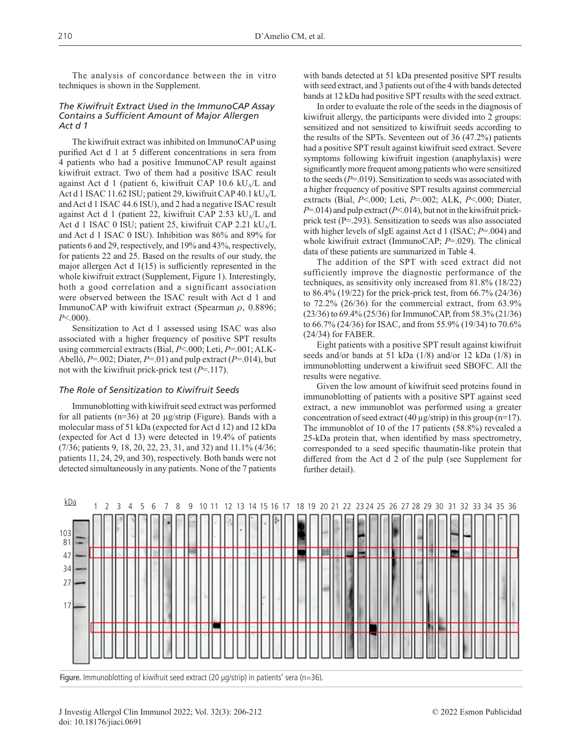The analysis of concordance between the in vitro techniques is shown in the Supplement.

### The Kiwifruit Extract Used in the ImmunoCAP Assay Contains a Sufficient Amount of Major Allergen Act d 1

The kiwifruit extract was inhibited on ImmunoCAP using purified Act d 1 at 5 different concentrations in sera from 4 patients who had a positive ImmunoCAP result against kiwifruit extract. Two of them had a positive ISAC result against Act d 1 (patient 6, kiwifruit CAP 10.6 $kU_A/L$ and Act d 1 ISAC 11.62 ISU; patient 29, kiwifruit CAP 40.1 $kU_A/L$ and Act d 1 ISAC 44.6 ISU), and 2 had a negative ISAC result against Act d 1 (patient 22, kiwifruit CAP 2.53 $kU_A/L$ and Act d 1 ISAC 0 ISU; patient 25, kiwifruit CAP 2.21 $kU_A/L$ and Act d 1 ISAC 0 ISU). Inhibition was 86% and 89% for patients 6 and 29, respectively, and 19% and 43%, respectively, for patients 22 and 25. Based on the results of our study, the major allergen Act d 1(15) is sufficiently represented in the whole kiwifruit extract (Supplement, Figure 1). Interestingly, both a good correlation and a significant association were observed between the ISAC result with Act d 1 and ImmunoCAP with kiwifruit extract (Spearman $\rho$, 0.8896; $P$<.000).

Sensitization to Act d 1 assessed using ISAC was also associated with a higher frequency of positive SPT results using commercial extracts (Bial, $P$<.000; Leti, $P$=.001; ALK-Abelló, $P$=.002; Diater, $P$=.01) and pulp extract ($P$=.014), but not with the kiwifruit prick-prick test ($P$=.117).

### The Role of Sensitization to Kiwifruit Seeds

Immunoblotting with kiwifruit seed extract was performed for all patients (n=36) at 20 µg/strip (Figure). Bands with a molecular mass of 51 kDa (expected for Act d 12) and 12 kDa (expected for Act d 13) were detected in 19.4% of patients (7/36; patients 9, 18, 20, 22, 23, 31, and 32) and 11.1% (4/36; patients 11, 24, 29, and 30), respectively. Both bands were not detected simultaneously in any patients. None of the 7 patients with bands detected at 51 kDa presented positive SPT results with seed extract, and 3 patients out of the 4 with bands detected bands at 12 kDa had positive SPT results with the seed extract.

In order to evaluate the role of the seeds in the diagnosis of kiwifruit allergy, the participants were divided into 2 groups: sensitized and not sensitized to kiwifruit seeds according to the results of the SPTs. Seventeen out of 36 (47.2%) patients had a positive SPT result against kiwifruit seed extract. Severe symptoms following kiwifruit ingestion (anaphylaxis) were significantly more frequent among patients who were sensitized to the seeds ($P$=.019). Sensitization to seeds was associated with a higher frequency of positive SPT results against commercial extracts (Bial, $P$<.000; Leti, $P$=.002; ALK, $P$<.000; Diater, $P$=.014) and pulp extract ($P$<.014), but not in the kiwifruit prick-prick test (P=.293). Sensitization to seeds was also associated with higher levels of sIgE against Act d 1 (ISAC; $P$=.004) and whole kiwifruit extract (ImmunoCAP; $P$=.029). The clinical data of these patients are summarized in Table 4.

The addition of the SPT with seed extract did not sufficiently improve the diagnostic performance of the techniques, as sensitivity only increased from 81.8% (18/22) to 86.4% (19/22) for the prick-prick test, from 66.7% (24/36) to 72.2% (26/36) for the commercial extract, from 63.9% (23/36) to 69.4% (25/36) for ImmunoCAP, from 58.3% (21/36) to 66.7% (24/36) for ISAC, and from 55.9% (19/34) to 70.6% (24/34) for FABER.

Eight patients with a positive SPT result against kiwifruit seeds and/or bands at 51 kDa (1/8) and/or 12 kDa (1/8) in immunoblotting underwent a kiwifruit seed SBOFC. All the results were negative.

Given the low amount of kiwifruit seed proteins found in immunoblotting of patients with a positive SPT against seed extract, a new immunoblot was performed using a greater concentration of seed extract (40 µg/strip) in this group (n=17). The immunoblot of 10 of the 17 patients (58.8%) revealed a 25-kDa protein that, when identified by mass spectrometry, corresponded to a seed specific thaumatin-like protein that differed from the Act d 2 of the pulp (see Supplement for further detail).

**Figure.** Immunoblotting of kiwifruit seed extract (20 µg/strip) in patients' sera (n=36).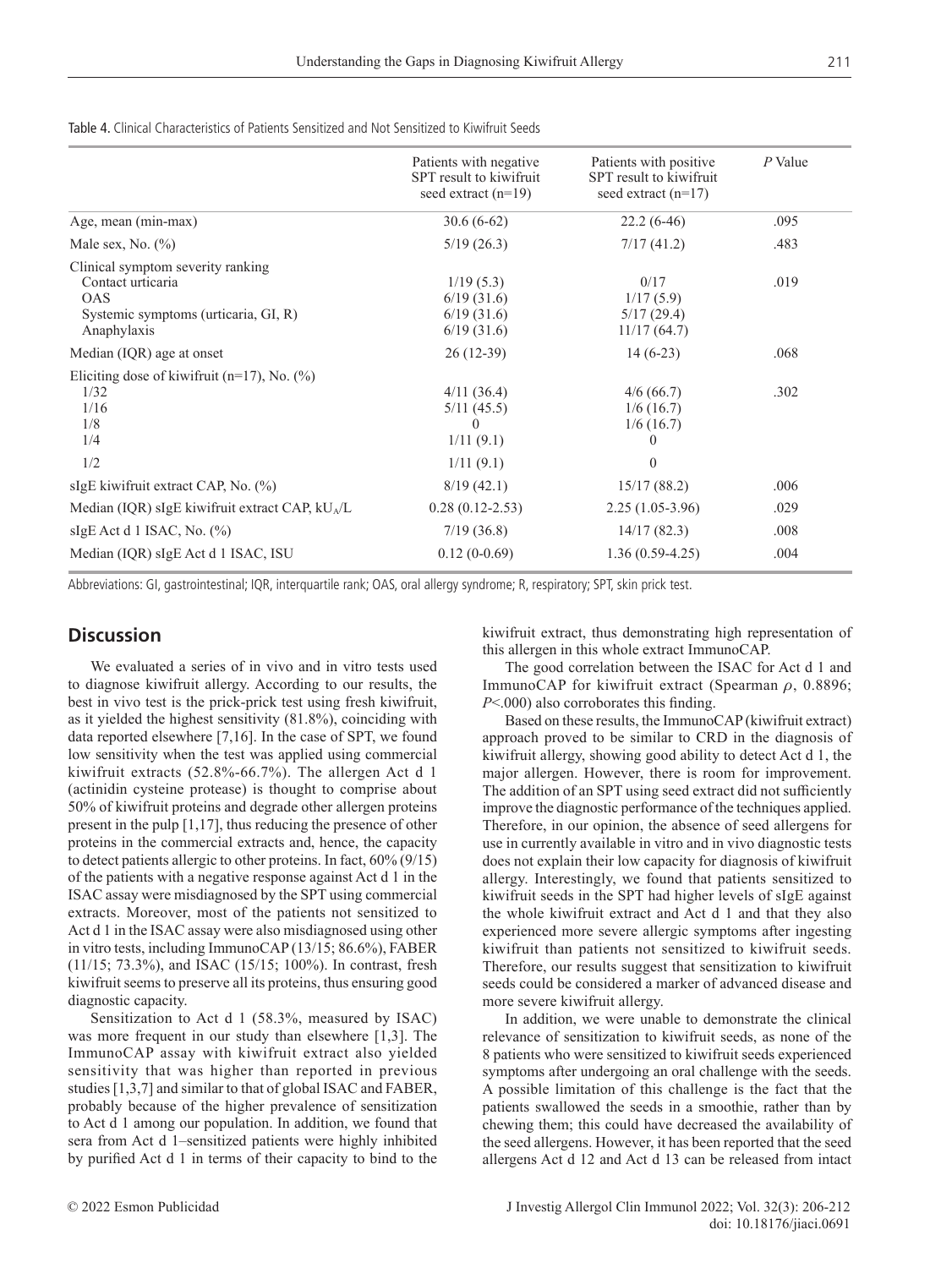Table 4. Clinical Characteristics of Patients Sensitized and Not Sensitized to Kiwifruit Seeds

| | Patients with negative SPT result to kiwifruit seed extract (n=19) | Patients with positive SPT result to kiwifruit seed extract (n=17) | *P* Value |
|---|---|---|---|
| Age, mean (min-max) | 30.6 (6-62) | 22.2 (6-46) | .095 |
| Male sex, No. (%) | 5/19 (26.3) | 7/17 (41.2) | .483 |
| Clinical symptom severity ranking | | | |
| Contact urticaria | 1/19 (5.3) | 0/17 | .019 |
| OAS | 6/19 (31.6) | 1/17 (5.9) | |
| Systemic symptoms (urticaria, GI, R) | 6/19 (31.6) | 5/17 (29.4) | |
| Anaphylaxis | 6/19 (31.6) | 11/17 (64.7) | |
| Median (IQR) age at onset | 26 (12-39) | 14 (6-23) | .068 |
| Eliciting dose of kiwifruit (n=17), No. (%) | | | |
| 1/32 | 4/11 (36.4) | 4/6 (66.7) | .302 |
| 1/16 | 5/11 (45.5) | 1/6 (16.7) | |
| 1/8 | 0 | 1/6 (16.7) | |
| 1/4 | 1/11 (9.1) | 0 | |
| 1/2 | 1/11 (9.1) | 0 | |
| sIgE kiwifruit extract CAP, No. (%) | 8/19 (42.1) | 15/17 (88.2) | .006 |
| Median (IQR) sIgE kiwifruit extract CAP, $kU_A/L$ | 0.28 (0.12-2.53) | 2.25 (1.05-3.96) | .029 |
| sIgE Act d 1 ISAC, No. (%) | 7/19 (36.8) | 14/17 (82.3) | .008 |
| Median (IQR) sIgE Act d 1 ISAC, ISU | 0.12 (0-0.69) | 1.36 (0.59-4.25) | .004 |

Abbreviations: GI, gastrointestinal; IQR, interquartile rank; OAS, oral allergy syndrome; R, respiratory; SPT, skin prick test.

## Discussion

We evaluated a series of in vivo and in vitro tests used to diagnose kiwifruit allergy. According to our results, the best in vivo test is the prick-prick test using fresh kiwifruit, as it yielded the highest sensitivity (81.8%), coinciding with data reported elsewhere [7,16]. In the case of SPT, we found low sensitivity when the test was applied using commercial kiwifruit extracts (52.8%-66.7%). The allergen Act d 1 (actinidin cysteine protease) is thought to comprise about 50% of kiwifruit proteins and degrade other allergen proteins present in the pulp [1,17], thus reducing the presence of other proteins in the commercial extracts and, hence, the capacity to detect patients allergic to other proteins. In fact, 60% (9/15) of the patients with a negative response against Act d 1 in the ISAC assay were misdiagnosed by the SPT using commercial extracts. Moreover, most of the patients not sensitized to Act d 1 in the ISAC assay were also misdiagnosed using other in vitro tests, including ImmunoCAP (13/15; 86.6%), FABER (11/15; 73.3%), and ISAC (15/15; 100%). In contrast, fresh kiwifruit seems to preserve all its proteins, thus ensuring good diagnostic capacity.

Sensitization to Act d 1 (58.3%, measured by ISAC) was more frequent in our study than elsewhere [1,3]. The ImmunoCAP assay with kiwifruit extract also yielded sensitivity that was higher than reported in previous studies [1,3,7] and similar to that of global ISAC and FABER, probably because of the higher prevalence of sensitization to Act d 1 among our population. In addition, we found that sera from Act d 1–sensitized patients were highly inhibited by purified Act d 1 in terms of their capacity to bind to the kiwifruit extract, thus demonstrating high representation of this allergen in this whole extract ImmunoCAP.

The good correlation between the ISAC for Act d 1 and ImmunoCAP for kiwifruit extract (Spearman $\rho$, 0.8896; $P$<.000) also corroborates this finding.

Based on these results, the ImmunoCAP (kiwifruit extract) approach proved to be similar to CRD in the diagnosis of kiwifruit allergy, showing good ability to detect Act d 1, the major allergen. However, there is room for improvement. The addition of an SPT using seed extract did not sufficiently improve the diagnostic performance of the techniques applied. Therefore, in our opinion, the absence of seed allergens for use in currently available in vitro and in vivo diagnostic tests does not explain their low capacity for diagnosis of kiwifruit allergy. Interestingly, we found that patients sensitized to kiwifruit seeds in the SPT had higher levels of sIgE against the whole kiwifruit extract and Act d 1 and that they also experienced more severe allergic symptoms after ingesting kiwifruit than patients not sensitized to kiwifruit seeds. Therefore, our results suggest that sensitization to kiwifruit seeds could be considered a marker of advanced disease and more severe kiwifruit allergy.

In addition, we were unable to demonstrate the clinical relevance of sensitization to kiwifruit seeds, as none of the 8 patients who were sensitized to kiwifruit seeds experienced symptoms after undergoing an oral challenge with the seeds. A possible limitation of this challenge is the fact that the patients swallowed the seeds in a smoothie, rather than by chewing them; this could have decreased the availability of the seed allergens. However, it has been reported that the seed allergens Act d 12 and Act d 13 can be released from intact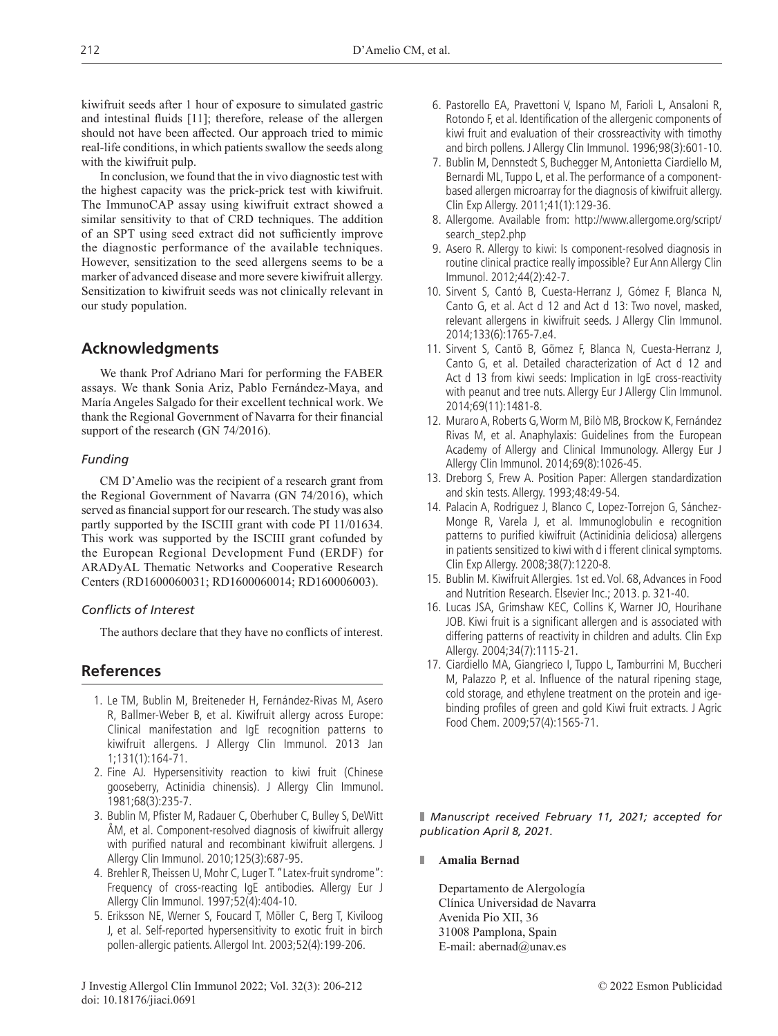kiwifruit seeds after 1 hour of exposure to simulated gastric and intestinal fluids [11]; therefore, release of the allergen should not have been affected. Our approach tried to mimic real-life conditions, in which patients swallow the seeds along with the kiwifruit pulp.

In conclusion, we found that the in vivo diagnostic test with the highest capacity was the prick-prick test with kiwifruit. The ImmunoCAP assay using kiwifruit extract showed a similar sensitivity to that of CRD techniques. The addition of an SPT using seed extract did not sufficiently improve the diagnostic performance of the available techniques. However, sensitization to the seed allergens seems to be a marker of advanced disease and more severe kiwifruit allergy. Sensitization to kiwifruit seeds was not clinically relevant in our study population.

## Acknowledgments

We thank Prof Adriano Mari for performing the FABER assays. We thank Sonia Ariz, Pablo Fernández-Maya, and María Angeles Salgado for their excellent technical work. We thank the Regional Government of Navarra for their financial support of the research (GN 74/2016).

### *Funding*

CM D'Amelio was the recipient of a research grant from the Regional Government of Navarra (GN 74/2016), which served as financial support for our research. The study was also partly supported by the ISCIII grant with code PI 11/01634. This work was supported by the ISCIII grant cofunded by the European Regional Development Fund (ERDF) for ARADyAL Thematic Networks and Cooperative Research Centers (RD1600060031; RD1600060014; RD160006003).

### *Conflicts of Interest*

The authors declare that they have no conflicts of interest.

## References

1. Le TM, Bublin M, Breiteneder H, Fernández-Rivas M, Asero R, Ballmer-Weber B, et al. Kiwifruit allergy across Europe: Clinical manifestation and IgE recognition patterns to kiwifruit allergens. J Allergy Clin Immunol. 2013 Jan 1;131(1):164-71.
2. Fine AJ. Hypersensitivity reaction to kiwi fruit (Chinese gooseberry, Actinidia chinensis). J Allergy Clin Immunol. 1981;68(3):235-7.
3. Bublin M, Pfister M, Radauer C, Oberhuber C, Bulley S, DeWitt ÅM, et al. Component-resolved diagnosis of kiwifruit allergy with purified natural and recombinant kiwifruit allergens. J Allergy Clin Immunol. 2010;125(3):687-95.
4. Brehler R, Theissen U, Mohr C, Luger T. "Latex-fruit syndrome": Frequency of cross-reacting IgE antibodies. Allergy Eur J Allergy Clin Immunol. 1997;52(4):404-10.
5. Eriksson NE, Werner S, Foucard T, Möller C, Berg T, Kiviloog J, et al. Self-reported hypersensitivity to exotic fruit in birch pollen-allergic patients. Allergol Int. 2003;52(4):199-206.
6. Pastorello EA, Pravettoni V, Ispano M, Farioli L, Ansaloni R, Rotondo F, et al. Identification of the allergenic components of kiwi fruit and evaluation of their crossreactivity with timothy and birch pollens. J Allergy Clin Immunol. 1996;98(3):601-10.
7. Bublin M, Dennstedt S, Buchegger M, Antonietta Ciardiello M, Bernardi ML, Tuppo L, et al. The performance of a component-based allergen microarray for the diagnosis of kiwifruit allergy. Clin Exp Allergy. 2011;41(1):129-36.
8. Allergome. Available from: http://www.allergome.org/script/search_step2.php
9. Asero R. Allergy to kiwi: Is component-resolved diagnosis in routine clinical practice really impossible? Eur Ann Allergy Clin Immunol. 2012;44(2):42-7.
10. Sirvent S, Cantó B, Cuesta-Herranz J, Gómez F, Blanca N, Canto G, et al. Act d 12 and Act d 13: Two novel, masked, relevant allergens in kiwifruit seeds. J Allergy Clin Immunol. 2014;133(6):1765-7.e4.
11. Sirvent S, Cantõ B, Gõmez F, Blanca N, Cuesta-Herranz J, Canto G, et al. Detailed characterization of Act d 12 and Act d 13 from kiwi seeds: Implication in IgE cross-reactivity with peanut and tree nuts. Allergy Eur J Allergy Clin Immunol. 2014;69(11):1481-8.
12. Muraro A, Roberts G, Worm M, Bilò MB, Brockow K, Fernández Rivas M, et al. Anaphylaxis: Guidelines from the European Academy of Allergy and Clinical Immunology. Allergy Eur J Allergy Clin Immunol. 2014;69(8):1026-45.
13. Dreborg S, Frew A. Position Paper: Allergen standardization and skin tests. Allergy. 1993;48:49-54.
14. Palacin A, Rodriguez J, Blanco C, Lopez-Torrejon G, Sánchez-Monge R, Varela J, et al. Immunoglobulin e recognition patterns to purified kiwifruit (Actinidinia deliciosa) allergens in patients sensitized to kiwi with d i fferent clinical symptoms. Clin Exp Allergy. 2008;38(7):1220-8.
15. Bublin M. Kiwifruit Allergies. 1st ed. Vol. 68, Advances in Food and Nutrition Research. Elsevier Inc.; 2013. p. 321-40.
16. Lucas JSA, Grimshaw KEC, Collins K, Warner JO, Hourihane JOB. Kiwi fruit is a significant allergen and is associated with differing patterns of reactivity in children and adults. Clin Exp Allergy. 2004;34(7):1115-21.
17. Ciardiello MA, Giangrieco I, Tuppo L, Tamburrini M, Buccheri M, Palazzo P, et al. Influence of the natural ripening stage, cold storage, and ethylene treatment on the protein and ige-binding profiles of green and gold Kiwi fruit extracts. J Agric Food Chem. 2009;57(4):1565-71.

*Manuscript received February 11, 2021; accepted for publication April 8, 2021.*

**Amalia Bernad**

Departamento de Alergología
Clínica Universidad de Navarra
Avenida Pio XII, 36
31008 Pamplona, Spain
E-mail: abernad@unav.es